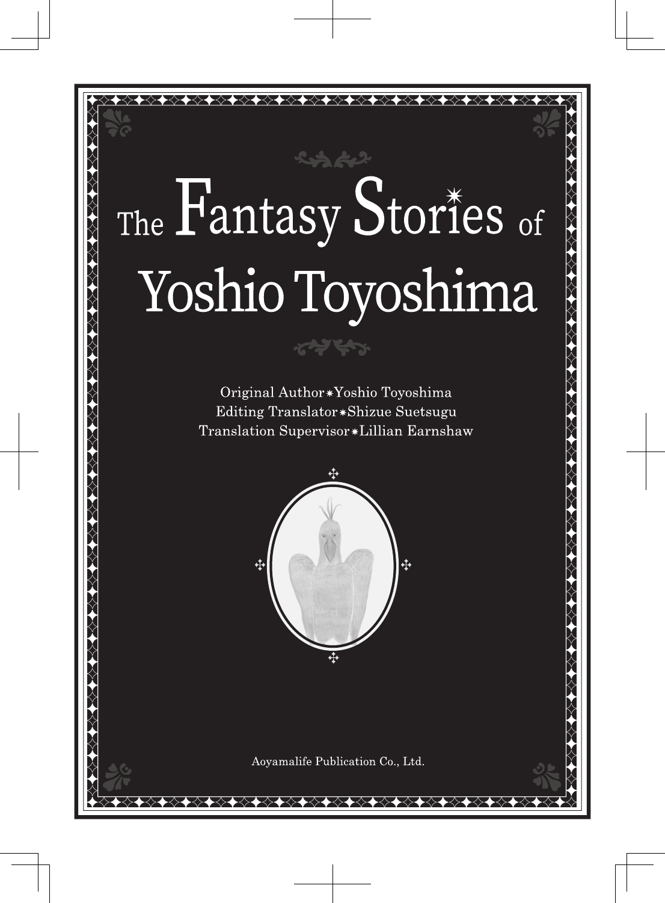# The Fantasy Stories of Yoshio Toyoshima

Original Author✴Yoshio Toyoshima
Editing Translator✴Shizue Suetsugu
Translation Supervisor✴Lillian Earnshaw

Aoyamalife Publication Co., Ltd.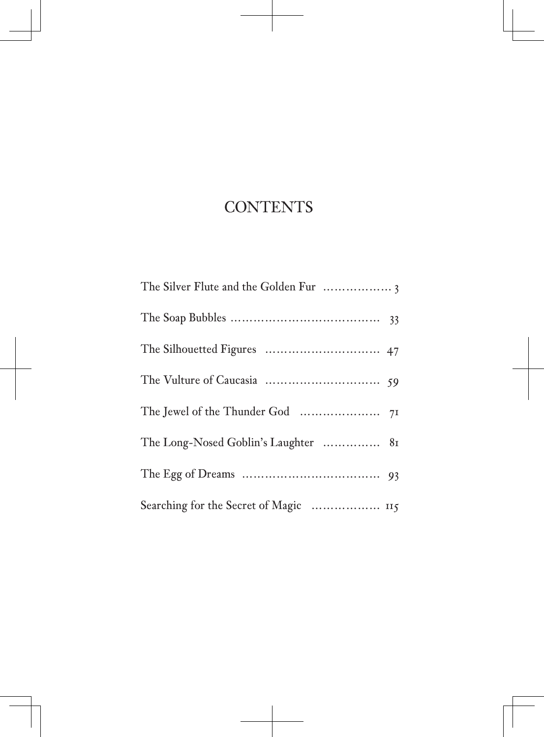# CONTENTS

The Silver Flute and the Golden Fur .................. 3

The Soap Bubbles ....................................... 33

The Silhouetted Figures .............................. 47

The Vulture of Caucasia .............................. 59

The Jewel of the Thunder God ..................... 71

The Long-Nosed Goblin's Laughter .............. 81

The Egg of Dreams .................................... 93

Searching for the Secret of Magic .................. 115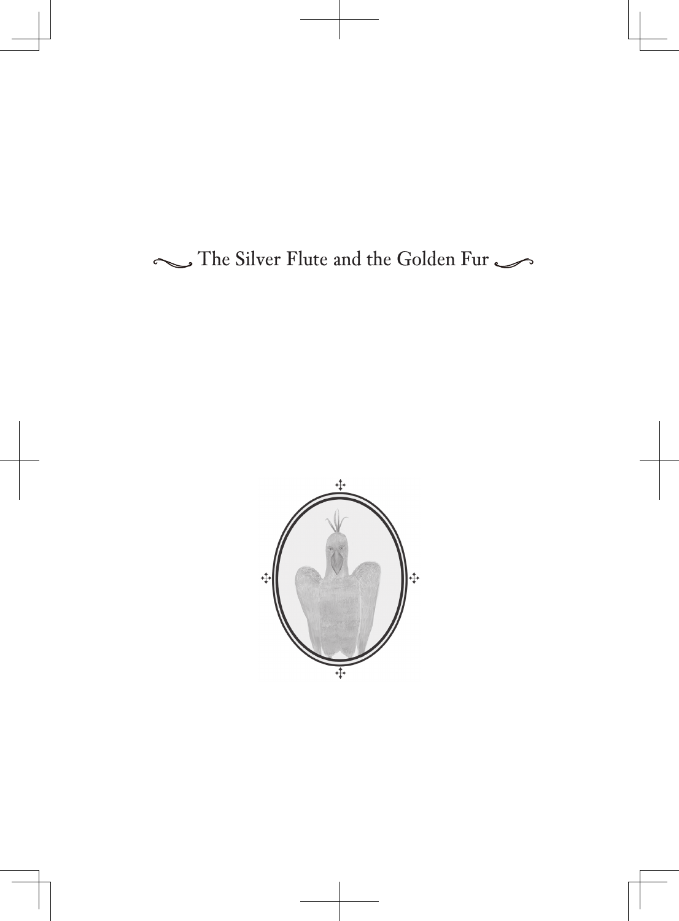# The Silver Flute and the Golden Fur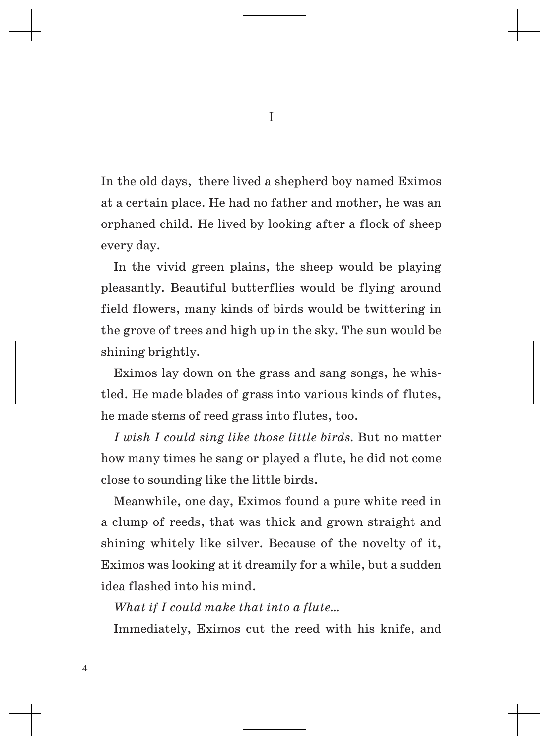# I

In the old days, there lived a shepherd boy named Eximos at a certain place. He had no father and mother, he was an orphaned child. He lived by looking after a flock of sheep every day.

In the vivid green plains, the sheep would be playing pleasantly. Beautiful butterflies would be flying around field flowers, many kinds of birds would be twittering in the grove of trees and high up in the sky. The sun would be shining brightly.

Eximos lay down on the grass and sang songs, he whistled. He made blades of grass into various kinds of flutes, he made stems of reed grass into flutes, too.

*I wish I could sing like those little birds.* But no matter how many times he sang or played a flute, he did not come close to sounding like the little birds.

Meanwhile, one day, Eximos found a pure white reed in a clump of reeds, that was thick and grown straight and shining whitely like silver. Because of the novelty of it, Eximos was looking at it dreamily for a while, but a sudden idea flashed into his mind.

*What if I could make that into a flute...*

Immediately, Eximos cut the reed with his knife, and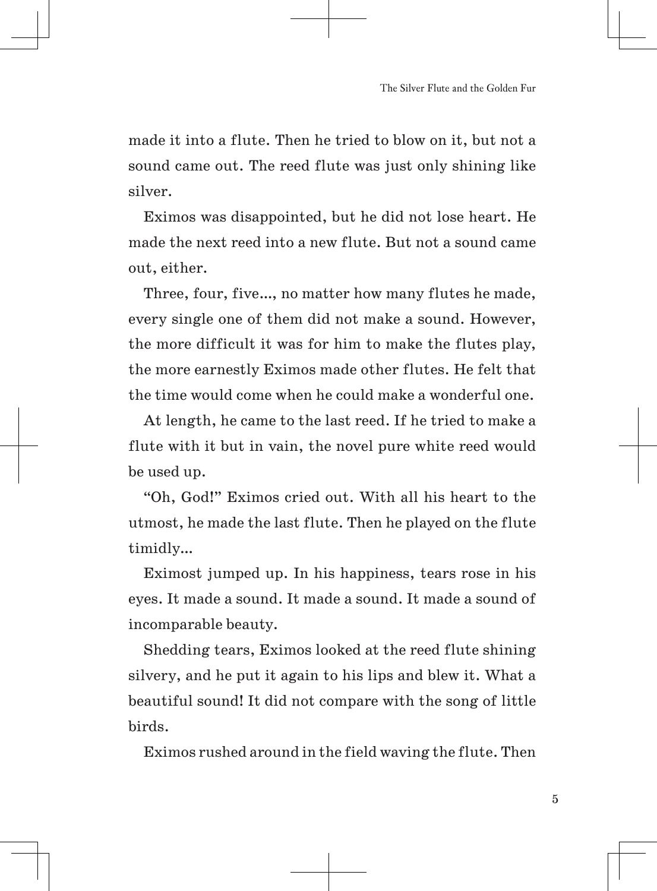made it into a flute. Then he tried to blow on it, but not a sound came out. The reed flute was just only shining like silver.

Eximos was disappointed, but he did not lose heart. He made the next reed into a new flute. But not a sound came out, either.

Three, four, five..., no matter how many flutes he made, every single one of them did not make a sound. However, the more difficult it was for him to make the flutes play, the more earnestly Eximos made other flutes. He felt that the time would come when he could make a wonderful one.

At length, he came to the last reed. If he tried to make a flute with it but in vain, the novel pure white reed would be used up.

"Oh, God!" Eximos cried out. With all his heart to the utmost, he made the last flute. Then he played on the flute timidly...

Eximost jumped up. In his happiness, tears rose in his eyes. It made a sound. It made a sound. It made a sound of incomparable beauty.

Shedding tears, Eximos looked at the reed flute shining silvery, and he put it again to his lips and blew it. What a beautiful sound! It did not compare with the song of little birds.

Eximos rushed around in the field waving the flute. Then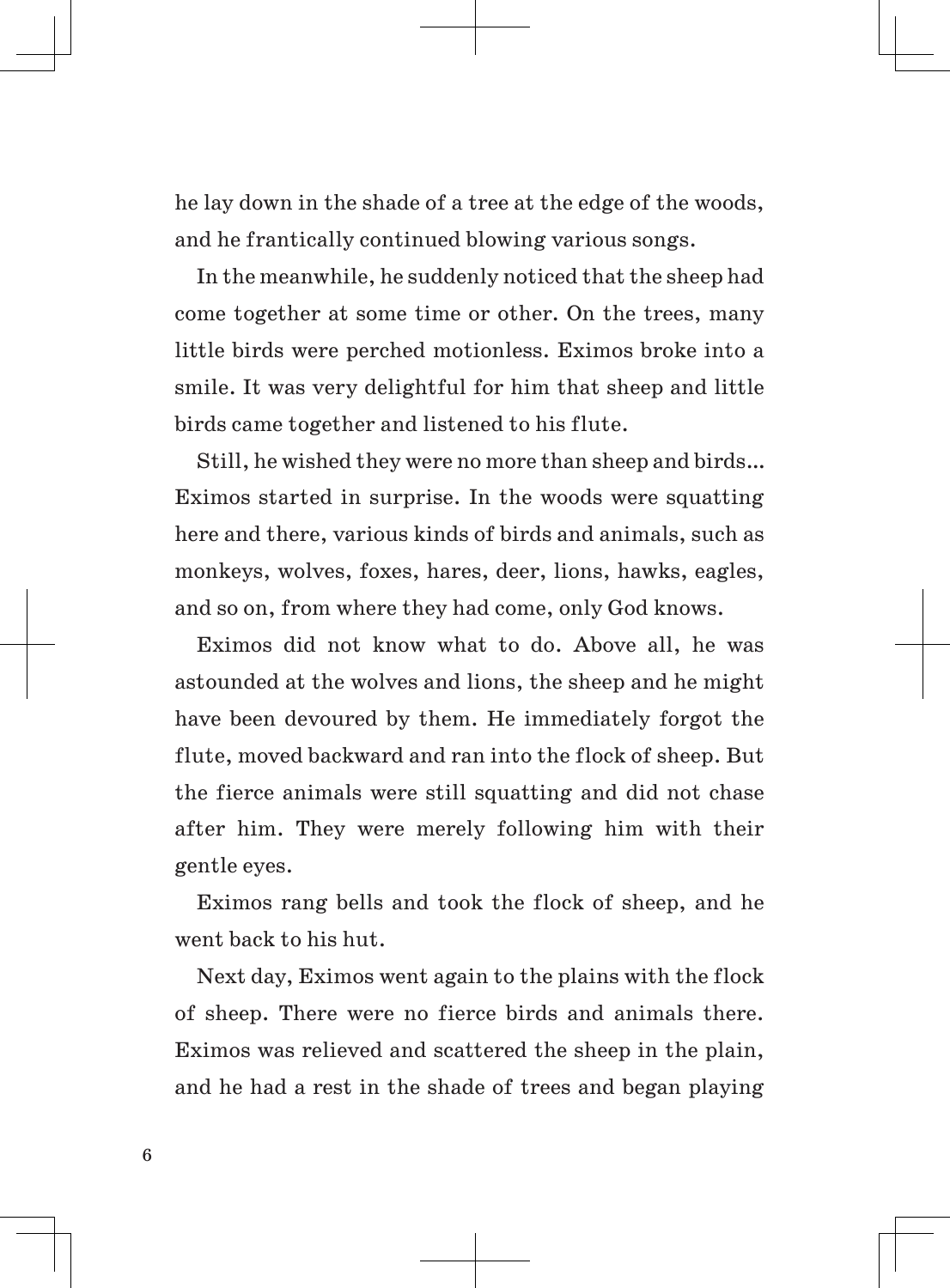he lay down in the shade of a tree at the edge of the woods, and he frantically continued blowing various songs.

In the meanwhile, he suddenly noticed that the sheep had come together at some time or other. On the trees, many little birds were perched motionless. Eximos broke into a smile. It was very delightful for him that sheep and little birds came together and listened to his flute.

Still, he wished they were no more than sheep and birds... Eximos started in surprise. In the woods were squatting here and there, various kinds of birds and animals, such as monkeys, wolves, foxes, hares, deer, lions, hawks, eagles, and so on, from where they had come, only God knows.

Eximos did not know what to do. Above all, he was astounded at the wolves and lions, the sheep and he might have been devoured by them. He immediately forgot the flute, moved backward and ran into the flock of sheep. But the fierce animals were still squatting and did not chase after him. They were merely following him with their gentle eyes.

Eximos rang bells and took the flock of sheep, and he went back to his hut.

Next day, Eximos went again to the plains with the flock of sheep. There were no fierce birds and animals there. Eximos was relieved and scattered the sheep in the plain, and he had a rest in the shade of trees and began playing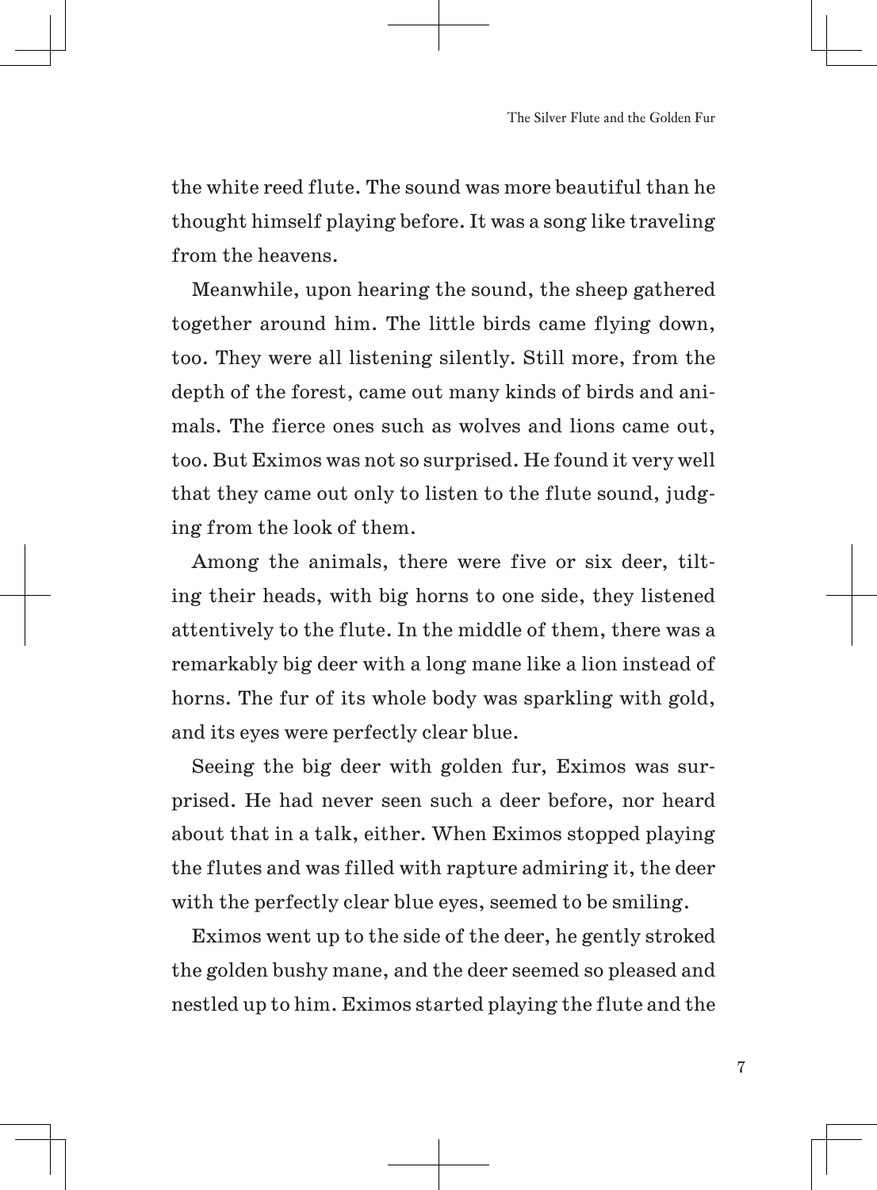the white reed flute. The sound was more beautiful than he thought himself playing before. It was a song like traveling from the heavens.

Meanwhile, upon hearing the sound, the sheep gathered together around him. The little birds came flying down, too. They were all listening silently. Still more, from the depth of the forest, came out many kinds of birds and animals. The fierce ones such as wolves and lions came out, too. But Eximos was not so surprised. He found it very well that they came out only to listen to the flute sound, judging from the look of them.

Among the animals, there were five or six deer, tilting their heads, with big horns to one side, they listened attentively to the flute. In the middle of them, there was a remarkably big deer with a long mane like a lion instead of horns. The fur of its whole body was sparkling with gold, and its eyes were perfectly clear blue.

Seeing the big deer with golden fur, Eximos was surprised. He had never seen such a deer before, nor heard about that in a talk, either. When Eximos stopped playing the flutes and was filled with rapture admiring it, the deer with the perfectly clear blue eyes, seemed to be smiling.

Eximos went up to the side of the deer, he gently stroked the golden bushy mane, and the deer seemed so pleased and nestled up to him. Eximos started playing the flute and the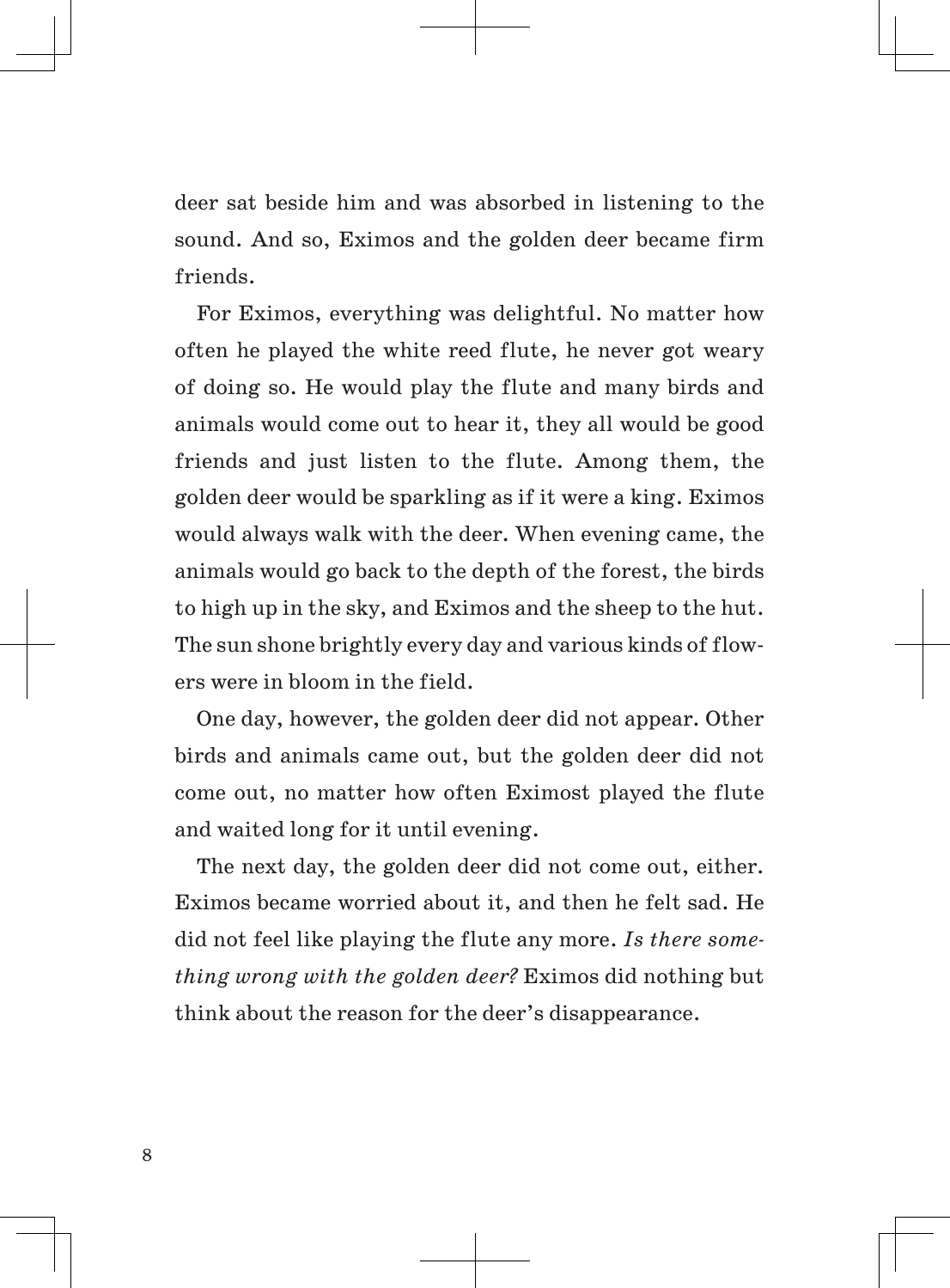deer sat beside him and was absorbed in listening to the sound. And so, Eximos and the golden deer became firm friends.

For Eximos, everything was delightful. No matter how often he played the white reed flute, he never got weary of doing so. He would play the flute and many birds and animals would come out to hear it, they all would be good friends and just listen to the flute. Among them, the golden deer would be sparkling as if it were a king. Eximos would always walk with the deer. When evening came, the animals would go back to the depth of the forest, the birds to high up in the sky, and Eximos and the sheep to the hut. The sun shone brightly every day and various kinds of flowers were in bloom in the field.

One day, however, the golden deer did not appear. Other birds and animals came out, but the golden deer did not come out, no matter how often Eximost played the flute and waited long for it until evening.

The next day, the golden deer did not come out, either. Eximos became worried about it, and then he felt sad. He did not feel like playing the flute any more. *Is there something wrong with the golden deer?* Eximos did nothing but think about the reason for the deer's disappearance.